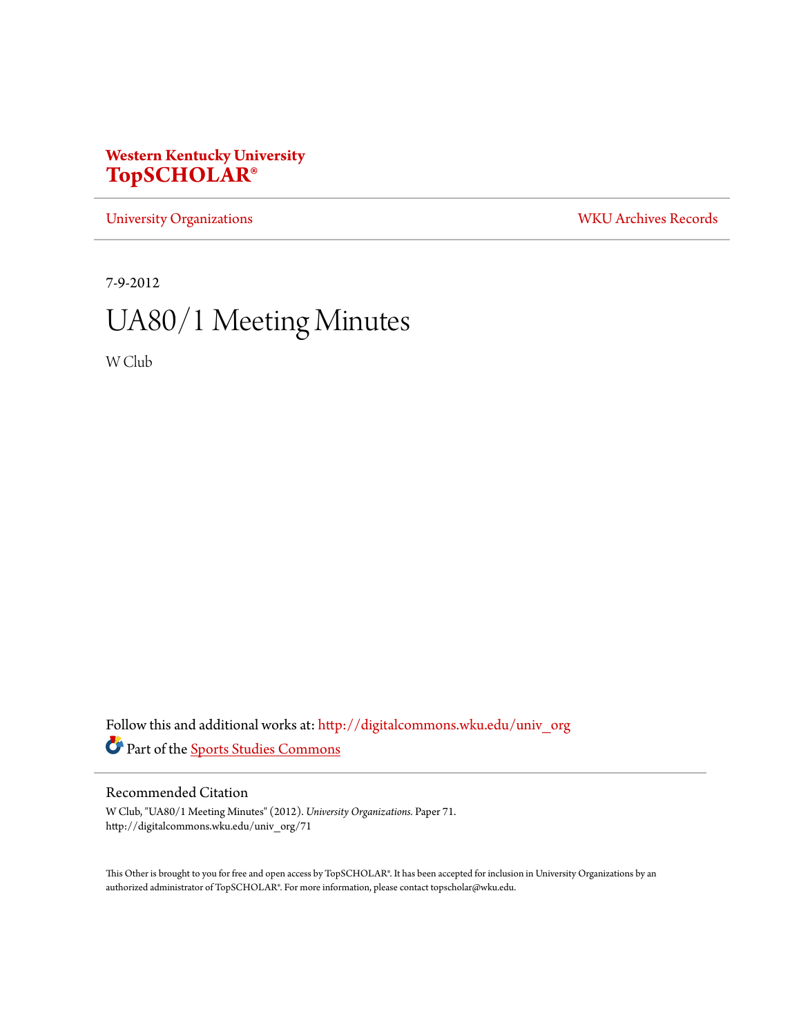**Western Kentucky University**
**TopSCHOLAR®**

University Organizations | WKU Archives Records

7-9-2012

# UA80/1 Meeting Minutes

W Club

Follow this and additional works at: http://digitalcommons.wku.edu/univ_org

Part of the Sports Studies Commons

## Recommended Citation

W Club, "UA80/1 Meeting Minutes" (2012). *University Organizations.* Paper 71.
http://digitalcommons.wku.edu/univ_org/71

This Other is brought to you for free and open access by TopSCHOLAR®. It has been accepted for inclusion in University Organizations by an authorized administrator of TopSCHOLAR®. For more information, please contact topscholar@wku.edu.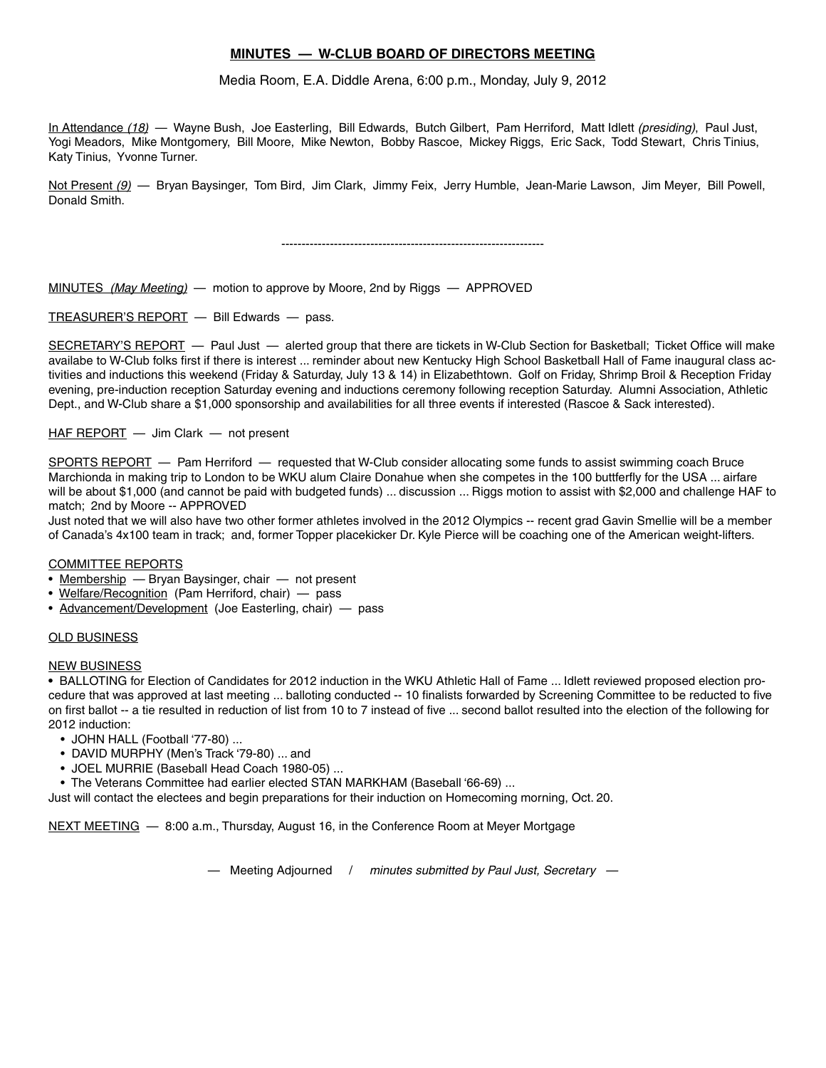# MINUTES — W-CLUB BOARD OF DIRECTORS MEETING

Media Room, E.A. Diddle Arena, 6:00 p.m., Monday, July 9, 2012

In Attendance *(18)* — Wayne Bush, Joe Easterling, Bill Edwards, Butch Gilbert, Pam Herriford, Matt Idlett *(presiding)*, Paul Just, Yogi Meadors, Mike Montgomery, Bill Moore, Mike Newton, Bobby Rascoe, Mickey Riggs, Eric Sack, Todd Stewart, Chris Tinius, Katy Tinius, Yvonne Turner.

Not Present *(9)* — Bryan Baysinger, Tom Bird, Jim Clark, Jimmy Feix, Jerry Humble, Jean-Marie Lawson, Jim Meyer, Bill Powell, Donald Smith.

---

MINUTES *(May Meeting)* — motion to approve by Moore, 2nd by Riggs — APPROVED

TREASURER'S REPORT — Bill Edwards — pass.

SECRETARY'S REPORT — Paul Just — alerted group that there are tickets in W-Club Section for Basketball; Ticket Office will make availabe to W-Club folks first if there is interest ... reminder about new Kentucky High School Basketball Hall of Fame inaugural class activities and inductions this weekend (Friday & Saturday, July 13 & 14) in Elizabethtown. Golf on Friday, Shrimp Broil & Reception Friday evening, pre-induction reception Saturday evening and inductions ceremony following reception Saturday. Alumni Association, Athletic Dept., and W-Club share a $1,000 sponsorship and availabilities for all three events if interested (Rascoe & Sack interested).

HAF REPORT — Jim Clark — not present

SPORTS REPORT — Pam Herriford — requested that W-Club consider allocating some funds to assist swimming coach Bruce Marchionda in making trip to London to be WKU alum Claire Donahue when she competes in the 100 buttferfly for the USA ... airfare will be about $1,000 (and cannot be paid with budgeted funds) ... discussion ... Riggs motion to assist with $2,000 and challenge HAF to match; 2nd by Moore -- APPROVED

Just noted that we will also have two other former athletes involved in the 2012 Olympics -- recent grad Gavin Smellie will be a member of Canada's 4x100 team in track; and, former Topper placekicker Dr. Kyle Pierce will be coaching one of the American weight-lifters.

COMMITTEE REPORTS

- Membership — Bryan Baysinger, chair — not present
- Welfare/Recognition (Pam Herriford, chair) — pass
- Advancement/Development (Joe Easterling, chair) — pass

OLD BUSINESS

NEW BUSINESS

- BALLOTING for Election of Candidates for 2012 induction in the WKU Athletic Hall of Fame ... Idlett reviewed proposed election procedure that was approved at last meeting ... balloting conducted -- 10 finalists forwarded by Screening Committee to be reducted to five on first ballot -- a tie resulted in reduction of list from 10 to 7 instead of five ... second ballot resulted into the election of the following for 2012 induction:
  - JOHN HALL (Football '77-80) ...
  - DAVID MURPHY (Men's Track '79-80) ... and
  - JOEL MURRIE (Baseball Head Coach 1980-05) ...
  - The Veterans Committee had earlier elected STAN MARKHAM (Baseball '66-69) ...

Just will contact the electees and begin preparations for their induction on Homecoming morning, Oct. 20.

NEXT MEETING — 8:00 a.m., Thursday, August 16, in the Conference Room at Meyer Mortgage

— Meeting Adjourned / *minutes submitted by Paul Just, Secretary* —